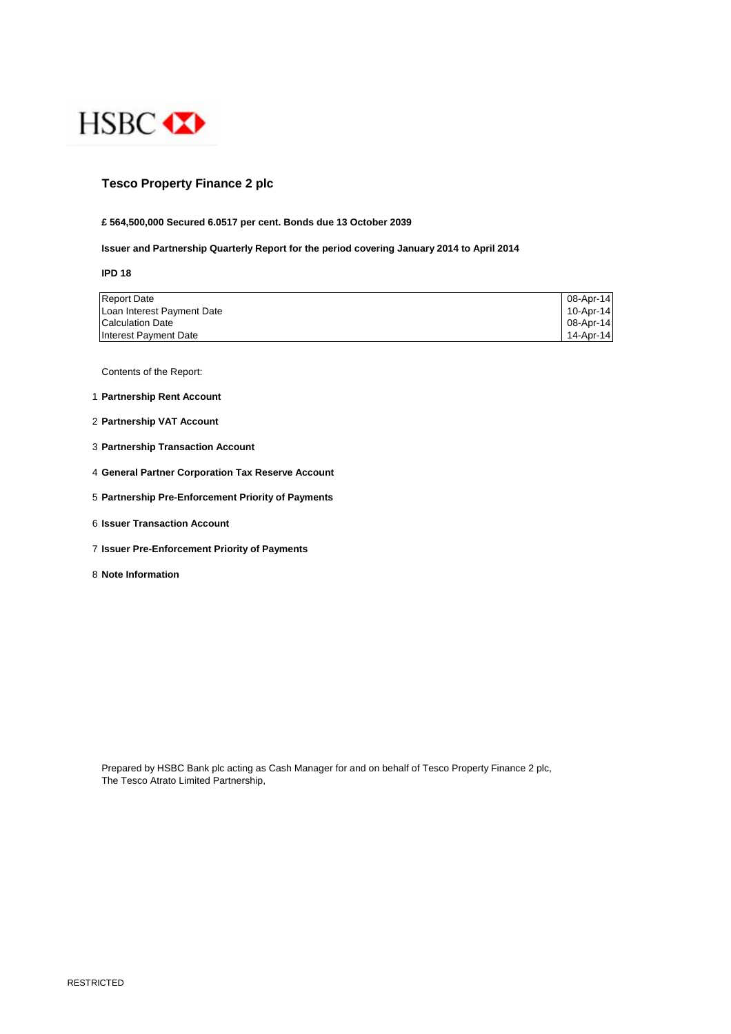HSBC

# Tesco Property Finance 2 plc

**£ 564,500,000 Secured 6.0517 per cent. Bonds due 13 October 2039**

**Issuer and Partnership Quarterly Report for the period covering January 2014 to April 2014**

**IPD 18**

| | |
|---|---|
| Report Date | 08-Apr-14 |
| Loan Interest Payment Date | 10-Apr-14 |
| Calculation Date | 08-Apr-14 |
| Interest Payment Date | 14-Apr-14 |

Contents of the Report:

1. **Partnership Rent Account**
2. **Partnership VAT Account**
3. **Partnership Transaction Account**
4. **General Partner Corporation Tax Reserve Account**
5. **Partnership Pre-Enforcement Priority of Payments**
6. **Issuer Transaction Account**
7. **Issuer Pre-Enforcement Priority of Payments**
8. **Note Information**

Prepared by HSBC Bank plc acting as Cash Manager for and on behalf of Tesco Property Finance 2 plc,
The Tesco Atrato Limited Partnership,

RESTRICTED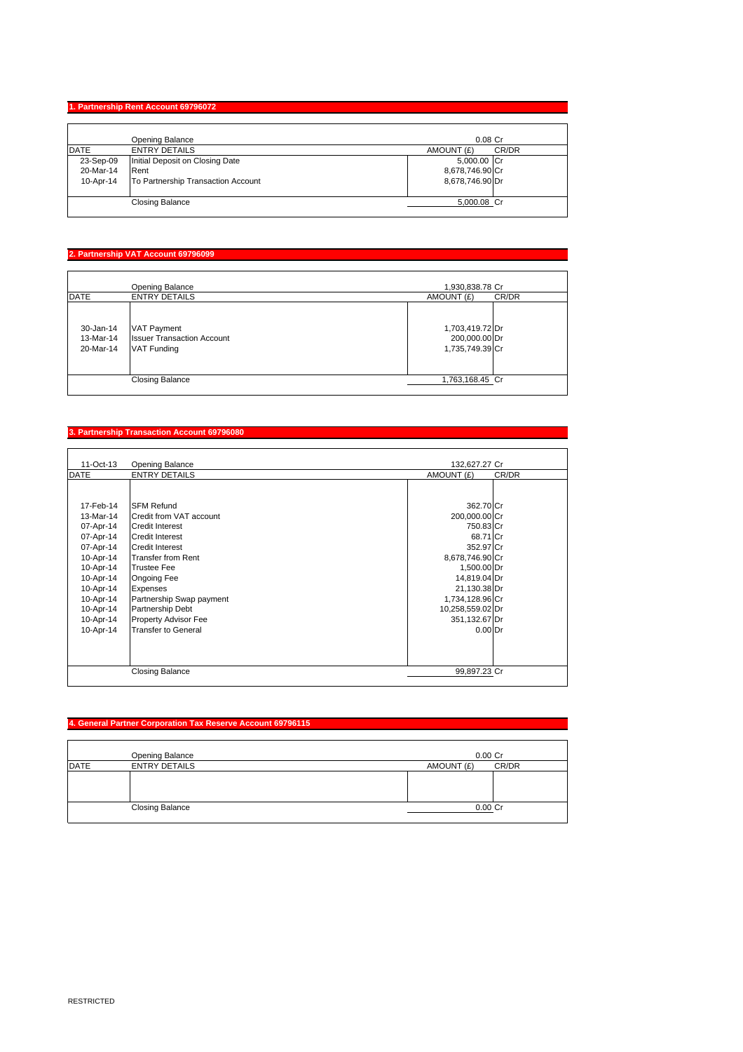## 1. Partnership Rent Account 69796072

| | Opening Balance | 0.08 | Cr |
|---|---|---|---|
| DATE | ENTRY DETAILS | AMOUNT (£) | CR/DR |
| 23-Sep-09 | Initial Deposit on Closing Date | 5,000.00 | Cr |
| 20-Mar-14 | Rent | 8,678,746.90 | Cr |
| 10-Apr-14 | To Partnership Transaction Account | 8,678,746.90 | Dr |
| | Closing Balance | 5,000.08 | Cr |

## 2. Partnership VAT Account 69796099

| | Opening Balance | 1,930,838.78 | Cr |
|---|---|---|---|
| DATE | ENTRY DETAILS | AMOUNT (£) | CR/DR |
| 30-Jan-14 | VAT Payment | 1,703,419.72 | Dr |
| 13-Mar-14 | Issuer Transaction Account | 200,000.00 | Dr |
| 20-Mar-14 | VAT Funding | 1,735,749.39 | Cr |
| | Closing Balance | 1,763,168.45 | Cr |

## 3. Partnership Transaction Account 69796080

| 11-Oct-13 | Opening Balance | 132,627.27 | Cr |
|---|---|---|---|
| DATE | ENTRY DETAILS | AMOUNT (£) | CR/DR |
| 17-Feb-14 | SFM Refund | 362.70 | Cr |
| 13-Mar-14 | Credit from VAT account | 200,000.00 | Cr |
| 07-Apr-14 | Credit Interest | 750.83 | Cr |
| 07-Apr-14 | Credit Interest | 68.71 | Cr |
| 07-Apr-14 | Credit Interest | 352.97 | Cr |
| 10-Apr-14 | Transfer from Rent | 8,678,746.90 | Cr |
| 10-Apr-14 | Trustee Fee | 1,500.00 | Dr |
| 10-Apr-14 | Ongoing Fee | 14,819.04 | Dr |
| 10-Apr-14 | Expenses | 21,130.38 | Dr |
| 10-Apr-14 | Partnership Swap payment | 1,734,128.96 | Cr |
| 10-Apr-14 | Partnership Debt | 10,258,559.02 | Dr |
| 10-Apr-14 | Property Advisor Fee | 351,132.67 | Dr |
| 10-Apr-14 | Transfer to General | 0.00 | Dr |
| | Closing Balance | 99,897.23 | Cr |

## 4. General Partner Corporation Tax Reserve Account 69796115

| | Opening Balance | 0.00 | Cr |
|---|---|---|---|
| DATE | ENTRY DETAILS | AMOUNT (£) | CR/DR |
| | Closing Balance | 0.00 | Cr |

RESTRICTED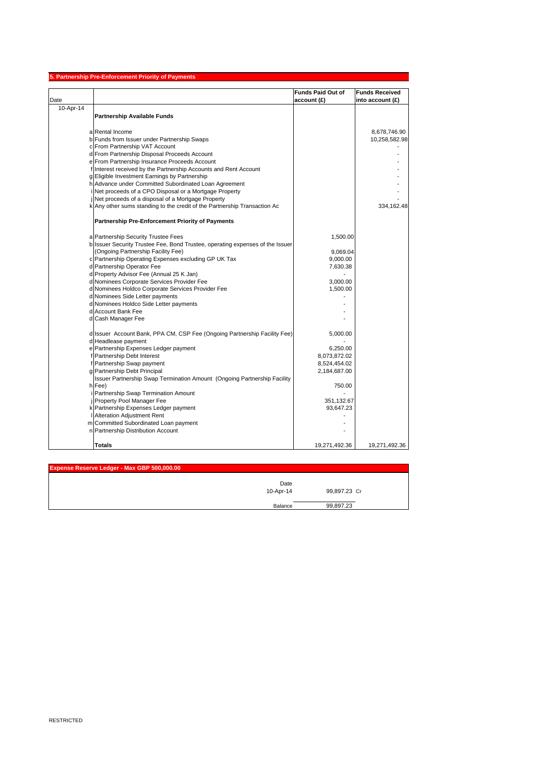## 5. Partnership Pre-Enforcement Priority of Payments

| Date | | | Funds Paid Out of account (£) | Funds Received into account (£) |
|---|---|---|---|---|
| 10-Apr-14 | | **Partnership Available Funds** | | |
| | a | Rental Income | | 8,678,746.90 |
| | b | Funds from Issuer under Partnership Swaps | | 10,258,582.98 |
| | c | From Partnership VAT Account | | - |
| | d | From Partnership Disposal Proceeds Account | | - |
| | e | From Partnership Insurance Proceeds Account | | - |
| | f | Interest received by the Partnership Accounts and Rent Account | | - |
| | g | Eligible Investment Earnings by Partnership | | - |
| | h | Advance under Committed Subordinated Loan Agreement | | - |
| | i | Net proceeds of a CPO Disposal or a Mortgage Property | | - |
| | j | Net proceeds of a disposal of a Mortgage Property | | - |
| | k | Any other sums standing to the credit of the Partnership Transaction Ac | | 334,162.48 |
| | | **Partnership Pre-Enforcement Priority of Payments** | | |
| | a | Partnership Security Trustee Fees | 1,500.00 | |
| | b | Issuer Security Trustee Fee, Bond Trustee, operating expenses of the Issuer (Ongoing Partnership Facility Fee) | 9,069.04 | |
| | c | Partnership Operating Expenses excluding GP UK Tax | 9,000.00 | |
| | d | Partnership Operator Fee | 7,630.38 | |
| | d | Property Advisor Fee (Annual 25 K Jan) | - | |
| | d | Nominees Corporate Services Provider Fee | 3,000.00 | |
| | d | Nominees Holdco Corporate Services Provider Fee | 1,500.00 | |
| | d | Nominees Side Letter payments | - | |
| | d | Nominees Holdco Side Letter payments | - | |
| | d | Account Bank Fee | - | |
| | d | Cash Manager Fee | - | |
| | d | Issuer Account Bank, PPA CM, CSP Fee (Ongoing Partnership Facility Fee) | 5,000.00 | |
| | d | Headlease payment | - | |
| | e | Partnership Expenses Ledger payment | 6,250.00 | |
| | f | Partnership Debt Interest | 8,073,872.02 | |
| | f | Partnership Swap payment | 8,524,454.02 | |
| | g | Partnership Debt Principal | 2,184,687.00 | |
| | h | Issuer Partnership Swap Termination Amount (Ongoing Partnership Facility Fee) | 750.00 | |
| | i | Partnership Swap Termination Amount | - | |
| | j | Property Pool Manager Fee | 351,132.67 | |
| | k | Partnership Expenses Ledger payment | 93,647.23 | |
| | l | Alteration Adjustment Rent | - | |
| | m | Committed Subordinated Loan payment | - | |
| | n | Partnership Distribution Account | - | |
| | | **Totals** | 19,271,492.36 | 19,271,492.36 |

## Expense Reserve Ledger - Max GBP 500,000.00

| Date | | |
|---|---|---|
| 10-Apr-14 | 99,897.23 | Cr |
| Balance | 99,897.23 | |

RESTRICTED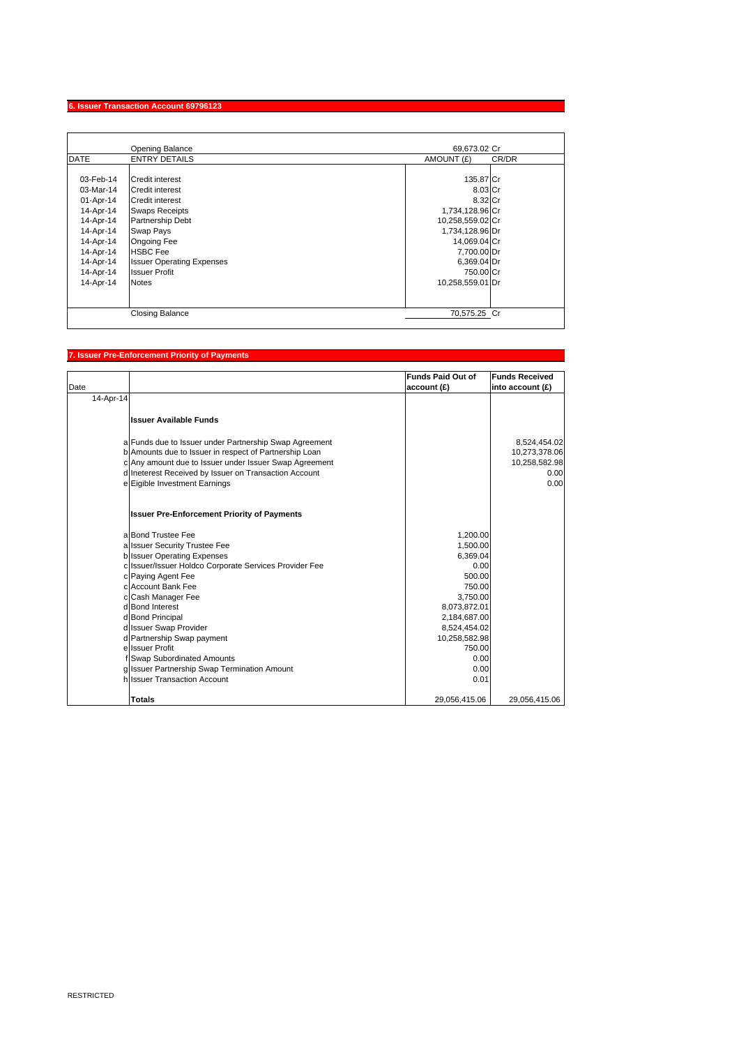## 6. Issuer Transaction Account 69796123

| DATE | ENTRY DETAILS | AMOUNT (£) | CR/DR |
|---|---|---|---|
| | Opening Balance | 69,673.02 | Cr |
| 03-Feb-14 | Credit interest | 135.87 | Cr |
| 03-Mar-14 | Credit interest | 8.03 | Cr |
| 01-Apr-14 | Credit interest | 8.32 | Cr |
| 14-Apr-14 | Swaps Receipts | 1,734,128.96 | Cr |
| 14-Apr-14 | Partnership Debt | 10,258,559.02 | Cr |
| 14-Apr-14 | Swap Pays | 1,734,128.96 | Dr |
| 14-Apr-14 | Ongoing Fee | 14,069.04 | Cr |
| 14-Apr-14 | HSBC Fee | 7,700.00 | Dr |
| 14-Apr-14 | Issuer Operating Expenses | 6,369.04 | Dr |
| 14-Apr-14 | Issuer Profit | 750.00 | Cr |
| 14-Apr-14 | Notes | 10,258,559.01 | Dr |
| | Closing Balance | 70,575.25 | Cr |

## 7. Issuer Pre-Enforcement Priority of Payments

| Date | | | Funds Paid Out of account (£) | Funds Received into account (£) |
|---|---|---|---|---|
| 14-Apr-14 | | | | |
| | | **Issuer Available Funds** | | |
| | a | Funds due to Issuer under Partnership Swap Agreement | | 8,524,454.02 |
| | b | Amounts due to Issuer in respect of Partnership Loan | | 10,273,378.06 |
| | c | Any amount due to Issuer under Issuer Swap Agreement | | 10,258,582.98 |
| | d | Ineterest Received by Issuer on Transaction Account | | 0.00 |
| | e | Eigible Investment Earnings | | 0.00 |
| | | **Issuer Pre-Enforcement Priority of Payments** | | |
| | a | Bond Trustee Fee | 1,200.00 | |
| | a | Issuer Security Trustee Fee | 1,500.00 | |
| | b | Issuer Operating Expenses | 6,369.04 | |
| | c | Issuer/Issuer Holdco Corporate Services Provider Fee | 0.00 | |
| | c | Paying Agent Fee | 500.00 | |
| | c | Account Bank Fee | 750.00 | |
| | c | Cash Manager Fee | 3,750.00 | |
| | d | Bond Interest | 8,073,872.01 | |
| | d | Bond Principal | 2,184,687.00 | |
| | d | Issuer Swap Provider | 8,524,454.02 | |
| | d | Partnership Swap payment | 10,258,582.98 | |
| | e | Issuer Profit | 750.00 | |
| | f | Swap Subordinated Amounts | 0.00 | |
| | g | Issuer Partnership Swap Termination Amount | 0.00 | |
| | h | Issuer Transaction Account | 0.01 | |
| | | **Totals** | 29,056,415.06 | 29,056,415.06 |

RESTRICTED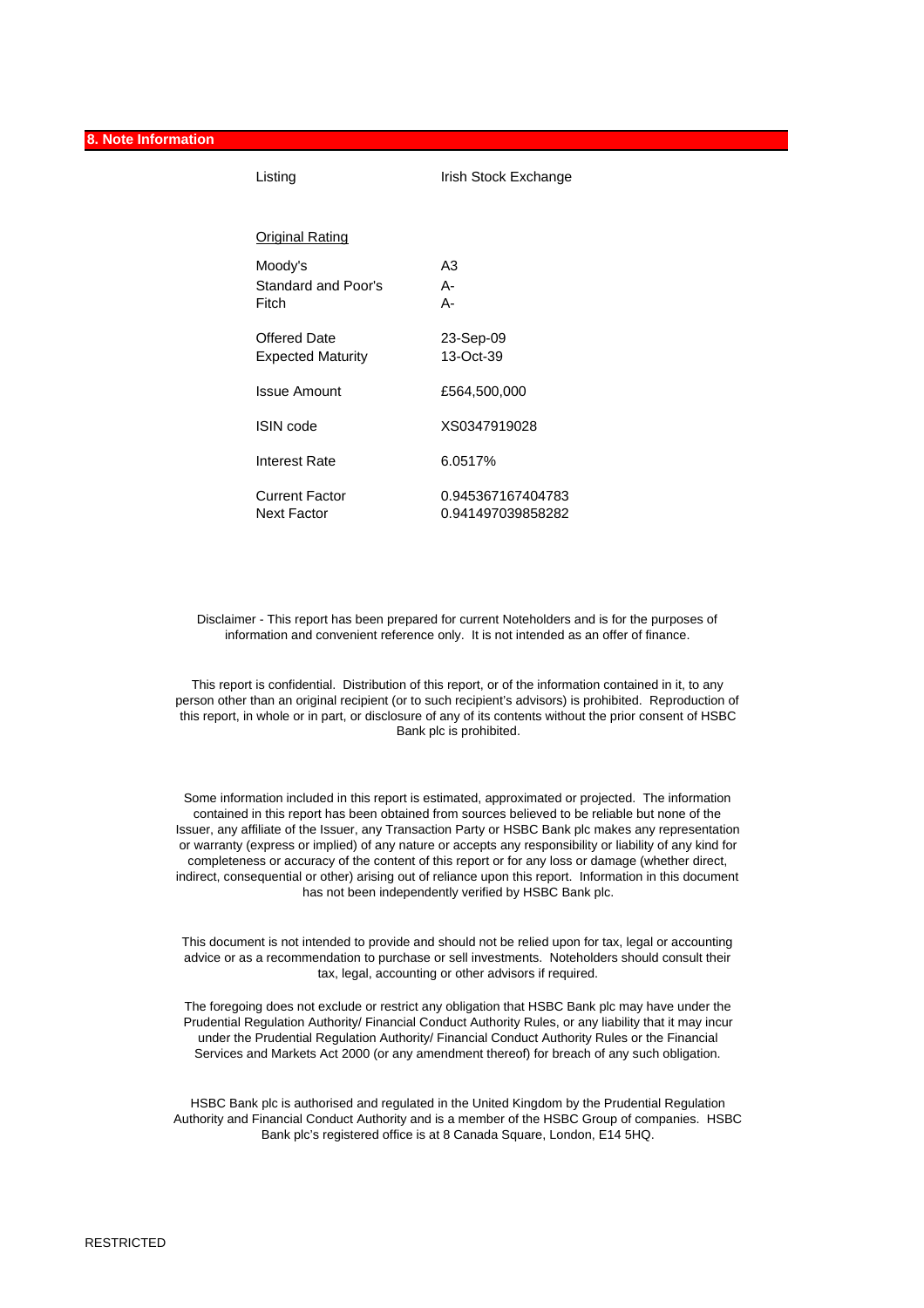## 8. Note Information

| | |
|---|---|
| Listing | Irish Stock Exchange |

Original Rating

| | |
|---|---|
| Moody's | A3 |
| Standard and Poor's | A- |
| Fitch | A- |
| Offered Date | 23-Sep-09 |
| Expected Maturity | 13-Oct-39 |
| Issue Amount | £564,500,000 |
| ISIN code | XS0347919028 |
| Interest Rate | 6.0517% |
| Current Factor | 0.945367167404783 |
| Next Factor | 0.941497039858282 |

Disclaimer - This report has been prepared for current Noteholders and is for the purposes of information and convenient reference only. It is not intended as an offer of finance.

This report is confidential. Distribution of this report, or of the information contained in it, to any person other than an original recipient (or to such recipient's advisors) is prohibited. Reproduction of this report, in whole or in part, or disclosure of any of its contents without the prior consent of HSBC Bank plc is prohibited.

Some information included in this report is estimated, approximated or projected. The information contained in this report has been obtained from sources believed to be reliable but none of the Issuer, any affiliate of the Issuer, any Transaction Party or HSBC Bank plc makes any representation or warranty (express or implied) of any nature or accepts any responsibility or liability of any kind for completeness or accuracy of the content of this report or for any loss or damage (whether direct, indirect, consequential or other) arising out of reliance upon this report. Information in this document has not been independently verified by HSBC Bank plc.

This document is not intended to provide and should not be relied upon for tax, legal or accounting advice or as a recommendation to purchase or sell investments. Noteholders should consult their tax, legal, accounting or other advisors if required.

The foregoing does not exclude or restrict any obligation that HSBC Bank plc may have under the Prudential Regulation Authority/ Financial Conduct Authority Rules, or any liability that it may incur under the Prudential Regulation Authority/ Financial Conduct Authority Rules or the Financial Services and Markets Act 2000 (or any amendment thereof) for breach of any such obligation.

HSBC Bank plc is authorised and regulated in the United Kingdom by the Prudential Regulation Authority and Financial Conduct Authority and is a member of the HSBC Group of companies. HSBC Bank plc's registered office is at 8 Canada Square, London, E14 5HQ.

RESTRICTED